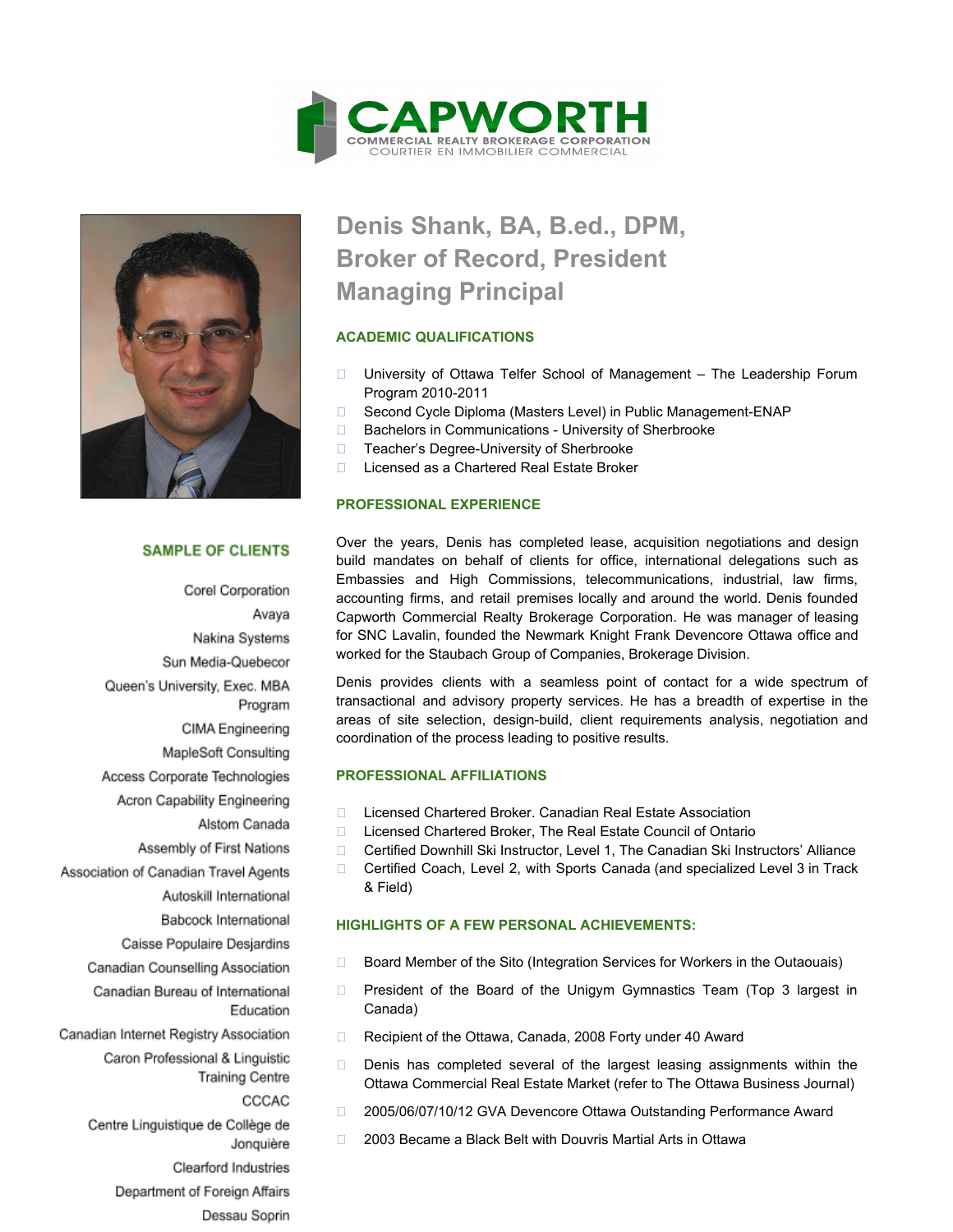**CAPWORTH**
COMMERCIAL REALTY BROKERAGE CORPORATION
COURTIER EN IMMOBILIER COMMERCIAL

# Denis Shank, BA, B.ed., DPM, Broker of Record, President Managing Principal

## ACADEMIC QUALIFICATIONS

- University of Ottawa Telfer School of Management – The Leadership Forum Program 2010-2011
- Second Cycle Diploma (Masters Level) in Public Management-ENAP
- Bachelors in Communications - University of Sherbrooke
- Teacher's Degree-University of Sherbrooke
- Licensed as a Chartered Real Estate Broker

## PROFESSIONAL EXPERIENCE

Over the years, Denis has completed lease, acquisition negotiations and design build mandates on behalf of clients for office, international delegations such as Embassies and High Commissions, telecommunications, industrial, law firms, accounting firms, and retail premises locally and around the world. Denis founded Capworth Commercial Realty Brokerage Corporation. He was manager of leasing for SNC Lavalin, founded the Newmark Knight Frank Devencore Ottawa office and worked for the Staubach Group of Companies, Brokerage Division.

Denis provides clients with a seamless point of contact for a wide spectrum of transactional and advisory property services. He has a breadth of expertise in the areas of site selection, design-build, client requirements analysis, negotiation and coordination of the process leading to positive results.

## PROFESSIONAL AFFILIATIONS

- Licensed Chartered Broker. Canadian Real Estate Association
- Licensed Chartered Broker, The Real Estate Council of Ontario
- Certified Downhill Ski Instructor, Level 1, The Canadian Ski Instructors' Alliance
- Certified Coach, Level 2, with Sports Canada (and specialized Level 3 in Track & Field)

## HIGHLIGHTS OF A FEW PERSONAL ACHIEVEMENTS:

- Board Member of the Sito (Integration Services for Workers in the Outaouais)
- President of the Board of the Unigym Gymnastics Team (Top 3 largest in Canada)
- Recipient of the Ottawa, Canada, 2008 Forty under 40 Award
- Denis has completed several of the largest leasing assignments within the Ottawa Commercial Real Estate Market (refer to The Ottawa Business Journal)
- 2005/06/07/10/12 GVA Devencore Ottawa Outstanding Performance Award
- 2003 Became a Black Belt with Douvris Martial Arts in Ottawa

## SAMPLE OF CLIENTS

Corel Corporation
Avaya
Nakina Systems
Sun Media-Quebecor
Queen's University, Exec. MBA Program
CIMA Engineering
MapleSoft Consulting
Access Corporate Technologies
Acron Capability Engineering
Alstom Canada
Assembly of First Nations
Association of Canadian Travel Agents
Autoskill International
Babcock International
Caisse Populaire Desjardins
Canadian Counselling Association
Canadian Bureau of International Education
Canadian Internet Registry Association
Caron Professional & Linguistic Training Centre
CCCAC
Centre Linguistique de Collège de Jonquière
Clearford Industries
Department of Foreign Affairs
Dessau Soprin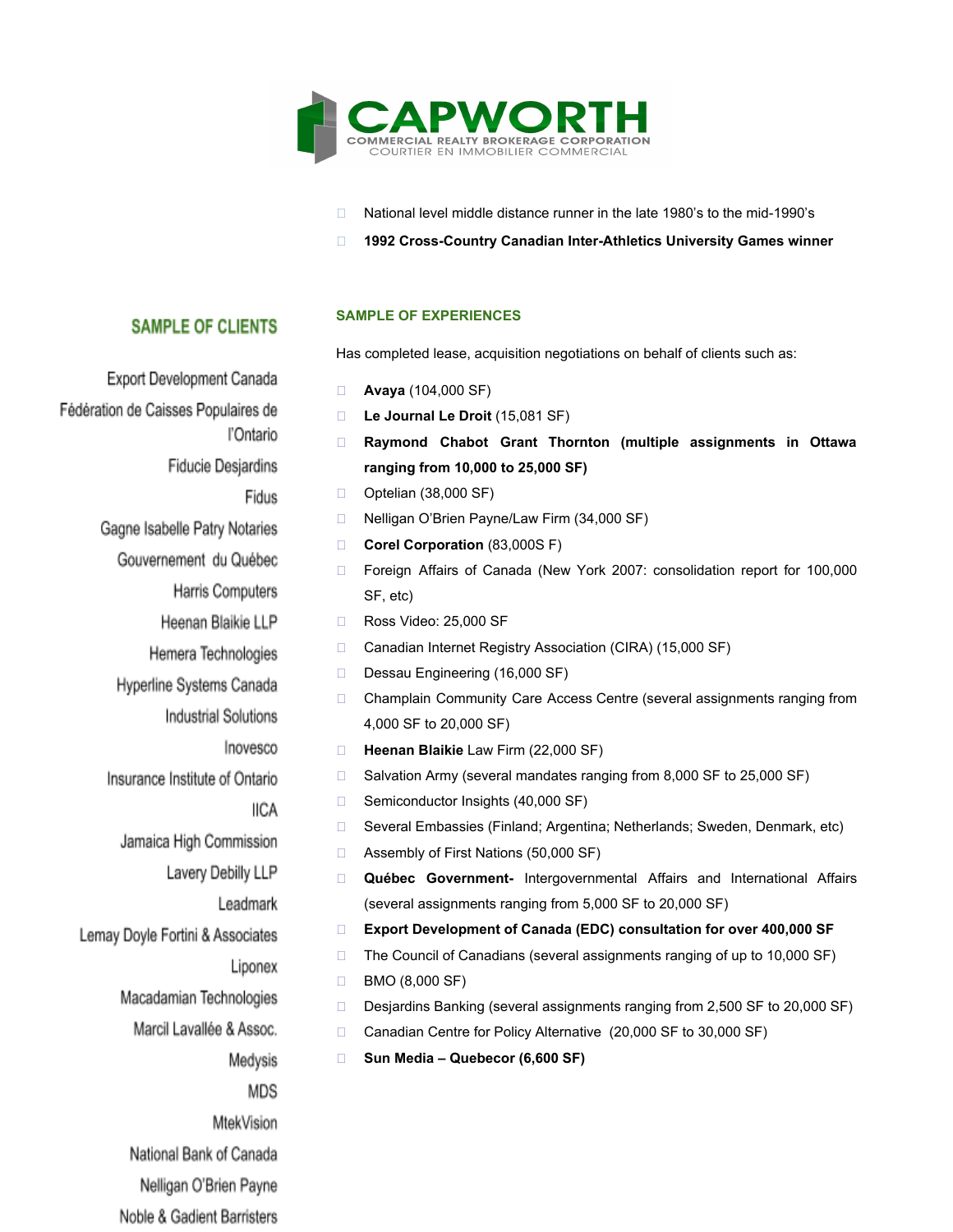**CAPWORTH**
COMMERCIAL REALTY BROKERAGE CORPORATION
COURTIER EN IMMOBILIER COMMERCIAL

- National level middle distance runner in the late 1980's to the mid-1990's
- **1992 Cross-Country Canadian Inter-Athletics University Games winner**

## SAMPLE OF EXPERIENCES

Has completed lease, acquisition negotiations on behalf of clients such as:

- **Avaya** (104,000 SF)
- **Le Journal Le Droit** (15,081 SF)
- **Raymond Chabot Grant Thornton (multiple assignments in Ottawa ranging from 10,000 to 25,000 SF)**
- Optelian (38,000 SF)
- Nelligan O'Brien Payne/Law Firm (34,000 SF)
- **Corel Corporation** (83,000S F)
- Foreign Affairs of Canada (New York 2007: consolidation report for 100,000 SF, etc)
- Ross Video: 25,000 SF
- Canadian Internet Registry Association (CIRA) (15,000 SF)
- Dessau Engineering (16,000 SF)
- Champlain Community Care Access Centre (several assignments ranging from 4,000 SF to 20,000 SF)
- **Heenan Blaikie** Law Firm (22,000 SF)
- Salvation Army (several mandates ranging from 8,000 SF to 25,000 SF)
- Semiconductor Insights (40,000 SF)
- Several Embassies (Finland; Argentina; Netherlands; Sweden, Denmark, etc)
- Assembly of First Nations (50,000 SF)
- **Québec Government-** Intergovernmental Affairs and International Affairs (several assignments ranging from 5,000 SF to 20,000 SF)
- **Export Development of Canada (EDC) consultation for over 400,000 SF**
- The Council of Canadians (several assignments ranging of up to 10,000 SF)
- BMO (8,000 SF)
- Desjardins Banking (several assignments ranging from 2,500 SF to 20,000 SF)
- Canadian Centre for Policy Alternative (20,000 SF to 30,000 SF)
- **Sun Media – Quebecor (6,600 SF)**

## SAMPLE OF CLIENTS

Export Development Canada
Fédération de Caisses Populaires de l'Ontario
Fiducie Desjardins
Fidus
Gagne Isabelle Patry Notaries
Gouvernement du Québec
Harris Computers
Heenan Blaikie LLP
Hemera Technologies
Hyperline Systems Canada
Industrial Solutions
Inovesco
Insurance Institute of Ontario
IICA
Jamaica High Commission
Lavery Debilly LLP
Leadmark
Lemay Doyle Fortini & Associates
Liponex
Macadamian Technologies
Marcil Lavallée & Assoc.
Medysis
MDS
MtekVision
National Bank of Canada
Nelligan O'Brien Payne
Noble & Gadient Barristers